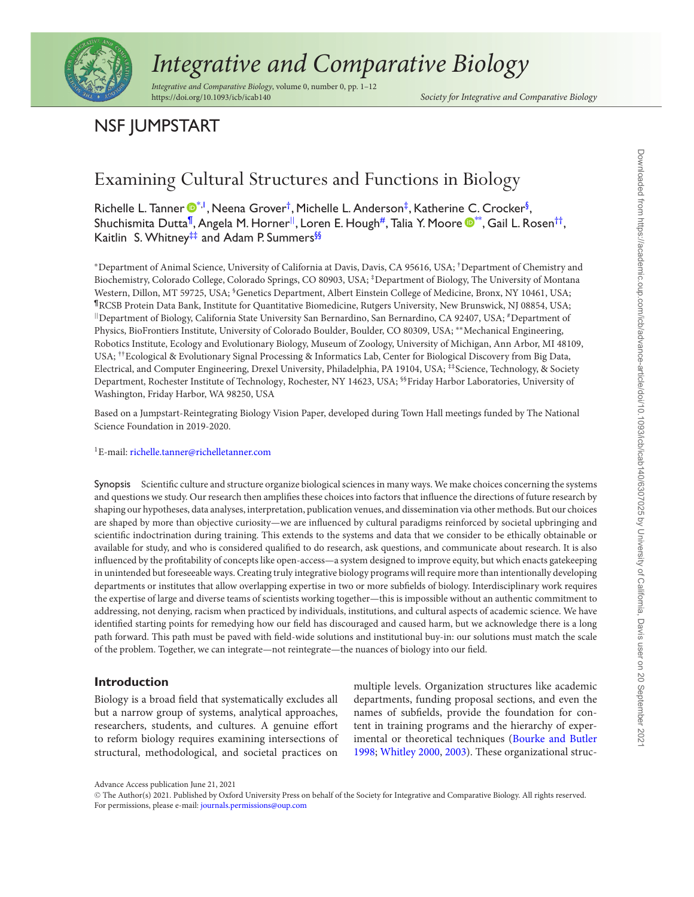NSF JUMPSTART

# Examining Cultural Structures and Functions in Biology

Richelle L. Tanner[*,1], Neena Grover[†], Michelle L. Anderson[‡], Katherine C. Crocker[§], Shuchismita Dutta[¶], Angela M. Horner[||], Loren E. Hough[#], Talia Y. Moore[**], Gail L. Rosen[††], Kaitlin S. Whitney[‡‡] and Adam P. Summers[§§]

[*]Department of Animal Science, University of California at Davis, Davis, CA 95616, USA; [†]Department of Chemistry and Biochemistry, Colorado College, Colorado Springs, CO 80903, USA; [‡]Department of Biology, The University of Montana Western, Dillon, MT 59725, USA; [§]Genetics Department, Albert Einstein College of Medicine, Bronx, NY 10461, USA; [¶]RCSB Protein Data Bank, Institute for Quantitative Biomedicine, Rutgers University, New Brunswick, NJ 08854, USA; [||]Department of Biology, California State University San Bernardino, San Bernardino, CA 92407, USA; [#]Department of Physics, BioFrontiers Institute, University of Colorado Boulder, Boulder, CO 80309, USA; [**]Mechanical Engineering, Robotics Institute, Ecology and Evolutionary Biology, Museum of Zoology, University of Michigan, Ann Arbor, MI 48109, USA; [††]Ecological & Evolutionary Signal Processing & Informatics Lab, Center for Biological Discovery from Big Data, Electrical, and Computer Engineering, Drexel University, Philadelphia, PA 19104, USA; [‡‡]Science, Technology, & Society Department, Rochester Institute of Technology, Rochester, NY 14623, USA; [§§]Friday Harbor Laboratories, University of Washington, Friday Harbor, WA 98250, USA

Based on a Jumpstart-Reintegrating Biology Vision Paper, developed during Town Hall meetings funded by The National Science Foundation in 2019-2020.

[1]E-mail: richelle.tanner@richelletanner.com

**Synopsis** Scientific culture and structure organize biological sciences in many ways. We make choices concerning the systems and questions we study. Our research then amplifies these choices into factors that influence the directions of future research by shaping our hypotheses, data analyses, interpretation, publication venues, and dissemination via other methods. But our choices are shaped by more than objective curiosity—we are influenced by cultural paradigms reinforced by societal upbringing and scientific indoctrination during training. This extends to the systems and data that we consider to be ethically obtainable or available for study, and who is considered qualified to do research, ask questions, and communicate about research. It is also influenced by the profitability of concepts like open-access—a system designed to improve equity, but which enacts gatekeeping in unintended but foreseeable ways. Creating truly integrative biology programs will require more than intentionally developing departments or institutes that allow overlapping expertise in two or more subfields of biology. Interdisciplinary work requires the expertise of large and diverse teams of scientists working together—this is impossible without an authentic commitment to addressing, not denying, racism when practiced by individuals, institutions, and cultural aspects of academic science. We have identified starting points for remedying how our field has discouraged and caused harm, but we acknowledge there is a long path forward. This path must be paved with field-wide solutions and institutional buy-in: our solutions must match the scale of the problem. Together, we can integrate—not reintegrate—the nuances of biology into our field.

## Introduction

Biology is a broad field that systematically excludes all but a narrow group of systems, analytical approaches, researchers, students, and cultures. A genuine effort to reform biology requires examining intersections of structural, methodological, and societal practices on multiple levels. Organization structures like academic departments, funding proposal sections, and even the names of subfields, provide the foundation for content in training programs and the hierarchy of experimental or theoretical techniques (Bourke and Butler 1998; Whitley 2000, 2003). These organizational struc-

Advance Access publication June 21, 2021

© The Author(s) 2021. Published by Oxford University Press on behalf of the Society for Integrative and Comparative Biology. All rights reserved. For permissions, please e-mail: journals.permissions@oup.com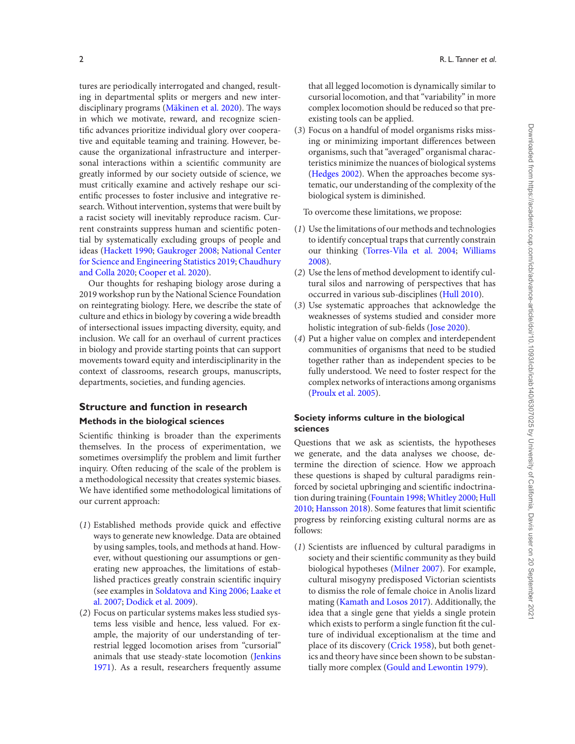tures are periodically interrogated and changed, resulting in departmental splits or mergers and new interdisciplinary programs (Mäkinen et al. 2020). The ways in which we motivate, reward, and recognize scientific advances prioritize individual glory over cooperative and equitable teaming and training. However, because the organizational infrastructure and interpersonal interactions within a scientific community are greatly informed by our society outside of science, we must critically examine and actively reshape our scientific processes to foster inclusive and integrative research. Without intervention, systems that were built by a racist society will inevitably reproduce racism. Current constraints suppress human and scientific potential by systematically excluding groups of people and ideas (Hackett 1990; Gaukroger 2008; National Center for Science and Engineering Statistics 2019; Chaudhury and Colla 2020; Cooper et al. 2020).

Our thoughts for reshaping biology arose during a 2019 workshop run by the National Science Foundation on reintegrating biology. Here, we describe the state of culture and ethics in biology by covering a wide breadth of intersectional issues impacting diversity, equity, and inclusion. We call for an overhaul of current practices in biology and provide starting points that can support movements toward equity and interdisciplinarity in the context of classrooms, research groups, manuscripts, departments, societies, and funding agencies.

## Structure and function in research

### Methods in the biological sciences

Scientific thinking is broader than the experiments themselves. In the process of experimentation, we sometimes oversimplify the problem and limit further inquiry. Often reducing of the scale of the problem is a methodological necessity that creates systemic biases. We have identified some methodological limitations of our current approach:

(*1*) Established methods provide quick and effective ways to generate new knowledge. Data are obtained by using samples, tools, and methods at hand. However, without questioning our assumptions or generating new approaches, the limitations of established practices greatly constrain scientific inquiry (see examples in Soldatova and King 2006; Laake et al. 2007; Dodick et al. 2009).

(*2*) Focus on particular systems makes less studied systems less visible and hence, less valued. For example, the majority of our understanding of terrestrial legged locomotion arises from "cursorial" animals that use steady-state locomotion (Jenkins 1971). As a result, researchers frequently assume that all legged locomotion is dynamically similar to cursorial locomotion, and that "variability" in more complex locomotion should be reduced so that preexisting tools can be applied.

(*3*) Focus on a handful of model organisms risks missing or minimizing important differences between organisms, such that "averaged" organismal characteristics minimize the nuances of biological systems (Hedges 2002). When the approaches become systematic, our understanding of the complexity of the biological system is diminished.

To overcome these limitations, we propose:

(*1*) Use the limitations of our methods and technologies to identify conceptual traps that currently constrain our thinking (Torres-Vila et al. 2004; Williams 2008).

(*2*) Use the lens of method development to identify cultural silos and narrowing of perspectives that has occurred in various sub-disciplines (Hull 2010).

(*3*) Use systematic approaches that acknowledge the weaknesses of systems studied and consider more holistic integration of sub-fields (Jose 2020).

(*4*) Put a higher value on complex and interdependent communities of organisms that need to be studied together rather than as independent species to be fully understood. We need to foster respect for the complex networks of interactions among organisms (Proulx et al. 2005).

### Society informs culture in the biological sciences

Questions that we ask as scientists, the hypotheses we generate, and the data analyses we choose, determine the direction of science. How we approach these questions is shaped by cultural paradigms reinforced by societal upbringing and scientific indoctrination during training (Fountain 1998; Whitley 2000; Hull 2010; Hansson 2018). Some features that limit scientific progress by reinforcing existing cultural norms are as follows:

(*1*) Scientists are influenced by cultural paradigms in society and their scientific community as they build biological hypotheses (Milner 2007). For example, cultural misogyny predisposed Victorian scientists to dismiss the role of female choice in Anolis lizard mating (Kamath and Losos 2017). Additionally, the idea that a single gene that yields a single protein which exists to perform a single function fit the culture of individual exceptionalism at the time and place of its discovery (Crick 1958), but both genetics and theory have since been shown to be substantially more complex (Gould and Lewontin 1979).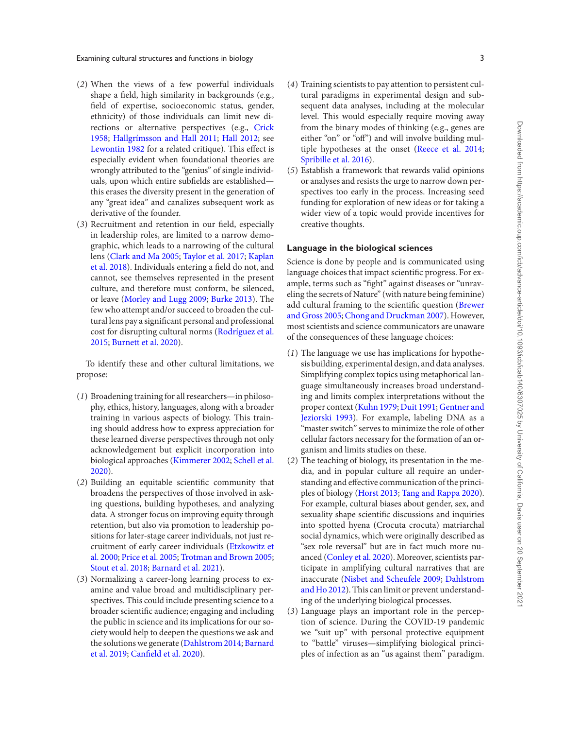(2) When the views of a few powerful individuals shape a field, high similarity in backgrounds (e.g., field of expertise, socioeconomic status, gender, ethnicity) of those individuals can limit new directions or alternative perspectives (e.g., Crick 1958; Hallgrímsson and Hall 2011; Hall 2012; see Lewontin 1982 for a related critique). This effect is especially evident when foundational theories are wrongly attributed to the "genius" of single individuals, upon which entire subfields are established—this erases the diversity present in the generation of any "great idea" and canalizes subsequent work as derivative of the founder.

(3) Recruitment and retention in our field, especially in leadership roles, are limited to a narrow demographic, which leads to a narrowing of the cultural lens (Clark and Ma 2005; Taylor et al. 2017; Kaplan et al. 2018). Individuals entering a field do not, and cannot, see themselves represented in the present culture, and therefore must conform, be silenced, or leave (Morley and Lugg 2009; Burke 2013). The few who attempt and/or succeed to broaden the cultural lens pay a significant personal and professional cost for disrupting cultural norms (Rodríguez et al. 2015; Burnett et al. 2020).

To identify these and other cultural limitations, we propose:

(1) Broadening training for all researchers—in philosophy, ethics, history, languages, along with a broader training in various aspects of biology. This training should address how to express appreciation for these learned diverse perspectives through not only acknowledgement but explicit incorporation into biological approaches (Kimmerer 2002; Schell et al. 2020).

(2) Building an equitable scientific community that broadens the perspectives of those involved in asking questions, building hypotheses, and analyzing data. A stronger focus on improving equity through retention, but also via promotion to leadership positions for later-stage career individuals, not just recruitment of early career individuals (Etzkowitz et al. 2000; Price et al. 2005; Trotman and Brown 2005; Stout et al. 2018; Barnard et al. 2021).

(3) Normalizing a career-long learning process to examine and value broad and multidisciplinary perspectives. This could include presenting science to a broader scientific audience; engaging and including the public in science and its implications for our society would help to deepen the questions we ask and the solutions we generate (Dahlstrom 2014; Barnard et al. 2019; Canfield et al. 2020).

(4) Training scientists to pay attention to persistent cultural paradigms in experimental design and subsequent data analyses, including at the molecular level. This would especially require moving away from the binary modes of thinking (e.g., genes are either "on" or "off") and will involve building multiple hypotheses at the onset (Reece et al. 2014; Spribille et al. 2016).

(5) Establish a framework that rewards valid opinions or analyses and resists the urge to narrow down perspectives too early in the process. Increasing seed funding for exploration of new ideas or for taking a wider view of a topic would provide incentives for creative thoughts.

## Language in the biological sciences

Science is done by people and is communicated using language choices that impact scientific progress. For example, terms such as "fight" against diseases or "unraveling the secrets of Nature" (with nature being feminine) add cultural framing to the scientific question (Brewer and Gross 2005; Chong and Druckman 2007). However, most scientists and science communicators are unaware of the consequences of these language choices:

(1) The language we use has implications for hypothesis building, experimental design, and data analyses. Simplifying complex topics using metaphorical language simultaneously increases broad understanding and limits complex interpretations without the proper context (Kuhn 1979; Duit 1991; Gentner and Jeziorski 1993). For example, labeling DNA as a "master switch" serves to minimize the role of other cellular factors necessary for the formation of an organism and limits studies on these.

(2) The teaching of biology, its presentation in the media, and in popular culture all require an understanding and effective communication of the principles of biology (Horst 2013; Tang and Rappa 2020). For example, cultural biases about gender, sex, and sexuality shape scientific discussions and inquiries into spotted hyena (Crocuta crocuta) matriarchal social dynamics, which were originally described as "sex role reversal" but are in fact much more nuanced (Conley et al. 2020). Moreover, scientists participate in amplifying cultural narratives that are inaccurate (Nisbet and Scheufele 2009; Dahlstrom and Ho 2012). This can limit or prevent understanding of the underlying biological processes.

(3) Language plays an important role in the perception of science. During the COVID-19 pandemic we "suit up" with personal protective equipment to "battle" viruses—simplifying biological principles of infection as an "us against them" paradigm.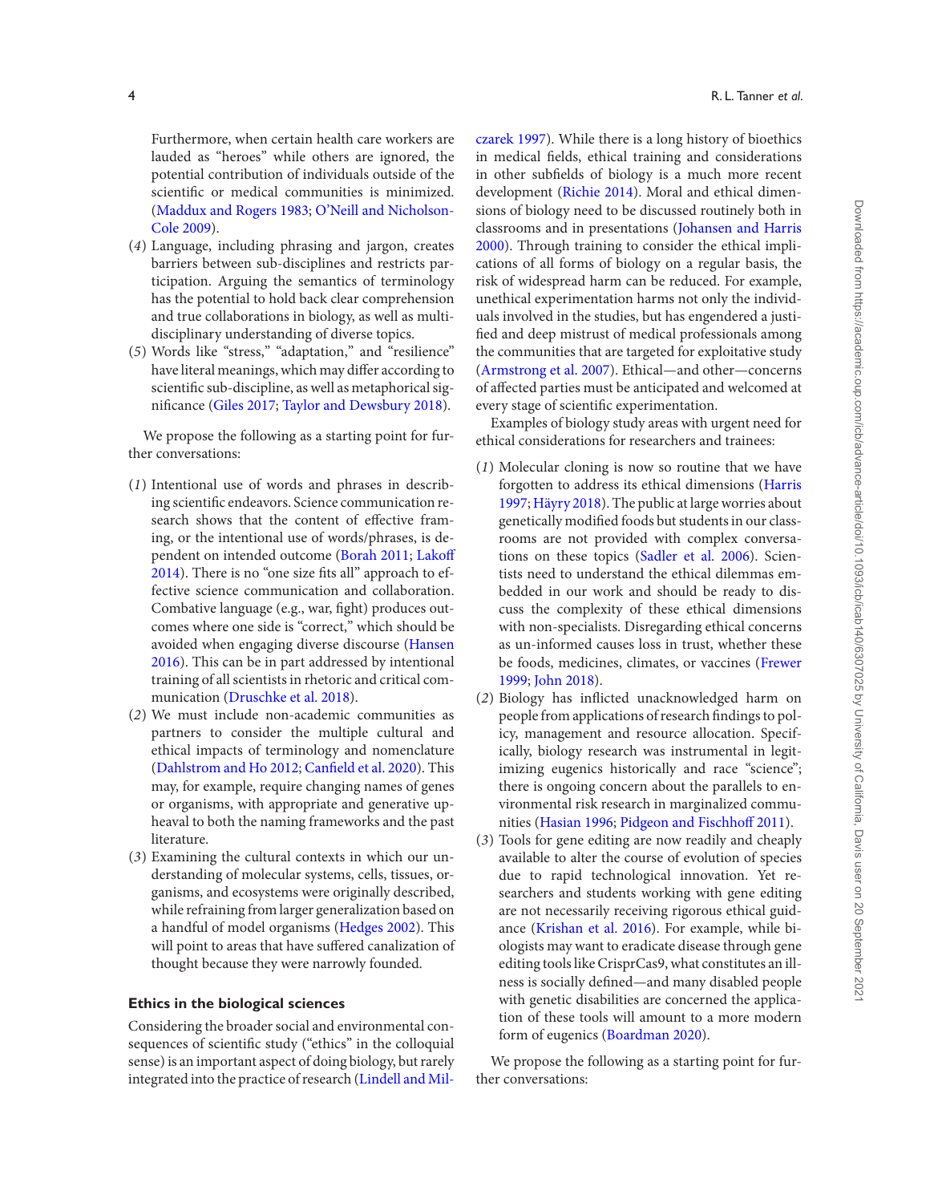Furthermore, when certain health care workers are lauded as "heroes" while others are ignored, the potential contribution of individuals outside of the scientific or medical communities is minimized. (Maddux and Rogers 1983; O'Neill and Nicholson-Cole 2009).

(*4*) Language, including phrasing and jargon, creates barriers between sub-disciplines and restricts participation. Arguing the semantics of terminology has the potential to hold back clear comprehension and true collaborations in biology, as well as multidisciplinary understanding of diverse topics.

(*5*) Words like "stress," "adaptation," and "resilience" have literal meanings, which may differ according to scientific sub-discipline, as well as metaphorical significance (Giles 2017; Taylor and Dewsbury 2018).

We propose the following as a starting point for further conversations:

(*1*) Intentional use of words and phrases in describing scientific endeavors. Science communication research shows that the content of effective framing, or the intentional use of words/phrases, is dependent on intended outcome (Borah 2011; Lakoff 2014). There is no "one size fits all" approach to effective science communication and collaboration. Combative language (e.g., war, fight) produces outcomes where one side is "correct," which should be avoided when engaging diverse discourse (Hansen 2016). This can be in part addressed by intentional training of all scientists in rhetoric and critical communication (Druschke et al. 2018).

(*2*) We must include non-academic communities as partners to consider the multiple cultural and ethical impacts of terminology and nomenclature (Dahlstrom and Ho 2012; Canfield et al. 2020). This may, for example, require changing names of genes or organisms, with appropriate and generative upheaval to both the naming frameworks and the past literature.

(*3*) Examining the cultural contexts in which our understanding of molecular systems, cells, tissues, organisms, and ecosystems were originally described, while refraining from larger generalization based on a handful of model organisms (Hedges 2002). This will point to areas that have suffered canalization of thought because they were narrowly founded.

## Ethics in the biological sciences

Considering the broader social and environmental consequences of scientific study ("ethics" in the colloquial sense) is an important aspect of doing biology, but rarely integrated into the practice of research (Lindell and Milczarek 1997). While there is a long history of bioethics in medical fields, ethical training and considerations in other subfields of biology is a much more recent development (Richie 2014). Moral and ethical dimensions of biology need to be discussed routinely both in classrooms and in presentations (Johansen and Harris 2000). Through training to consider the ethical implications of all forms of biology on a regular basis, the risk of widespread harm can be reduced. For example, unethical experimentation harms not only the individuals involved in the studies, but has engendered a justified and deep mistrust of medical professionals among the communities that are targeted for exploitative study (Armstrong et al. 2007). Ethical—and other—concerns of affected parties must be anticipated and welcomed at every stage of scientific experimentation.

Examples of biology study areas with urgent need for ethical considerations for researchers and trainees:

(*1*) Molecular cloning is now so routine that we have forgotten to address its ethical dimensions (Harris 1997; Häyry 2018). The public at large worries about genetically modified foods but students in our classrooms are not provided with complex conversations on these topics (Sadler et al. 2006). Scientists need to understand the ethical dilemmas embedded in our work and should be ready to discuss the complexity of these ethical dimensions with non-specialists. Disregarding ethical concerns as un-informed causes loss in trust, whether these be foods, medicines, climates, or vaccines (Frewer 1999; John 2018).

(*2*) Biology has inflicted unacknowledged harm on people from applications of research findings to policy, management and resource allocation. Specifically, biology research was instrumental in legitimizing eugenics historically and race "science"; there is ongoing concern about the parallels to environmental risk research in marginalized communities (Hasian 1996; Pidgeon and Fischhoff 2011).

(*3*) Tools for gene editing are now readily and cheaply available to alter the course of evolution of species due to rapid technological innovation. Yet researchers and students working with gene editing are not necessarily receiving rigorous ethical guidance (Krishan et al. 2016). For example, while biologists may want to eradicate disease through gene editing tools like CrisprCas9, what constitutes an illness is socially defined—and many disabled people with genetic disabilities are concerned the application of these tools will amount to a more modern form of eugenics (Boardman 2020).

We propose the following as a starting point for further conversations: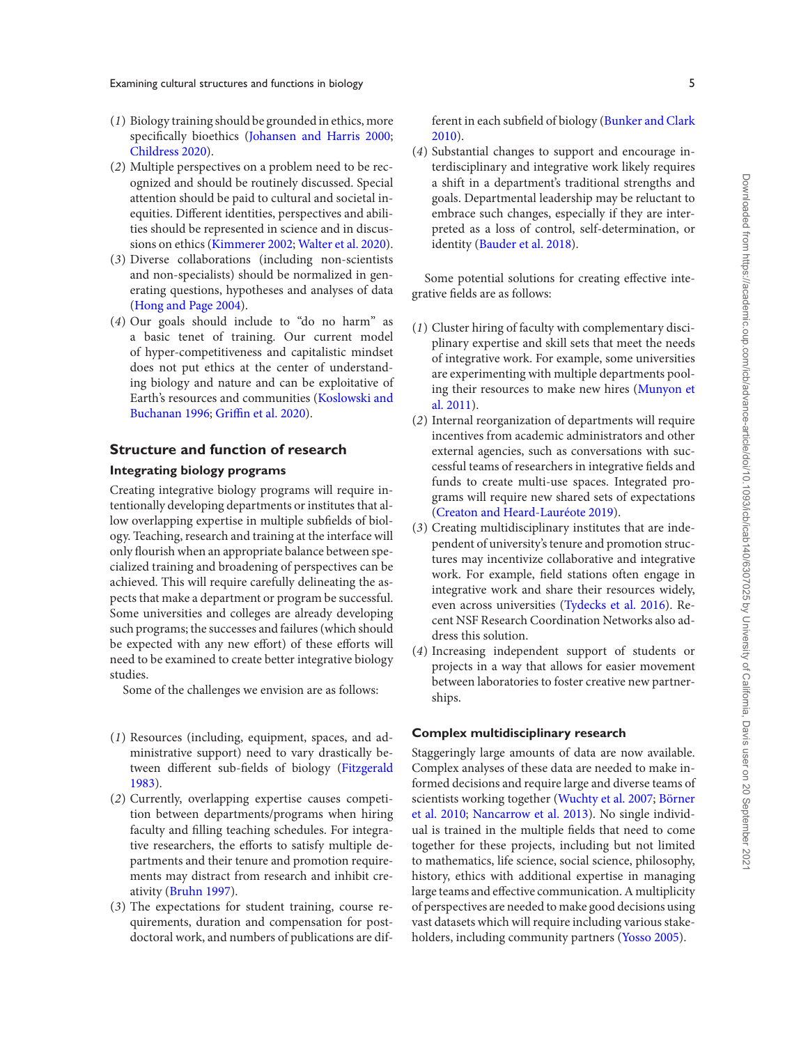(*1*) Biology training should be grounded in ethics, more specifically bioethics (Johansen and Harris 2000; Childress 2020).
(*2*) Multiple perspectives on a problem need to be recognized and should be routinely discussed. Special attention should be paid to cultural and societal inequities. Different identities, perspectives and abilities should be represented in science and in discussions on ethics (Kimmerer 2002; Walter et al. 2020).
(*3*) Diverse collaborations (including non-scientists and non-specialists) should be normalized in generating questions, hypotheses and analyses of data (Hong and Page 2004).
(*4*) Our goals should include to "do no harm" as a basic tenet of training. Our current model of hyper-competitiveness and capitalistic mindset does not put ethics at the center of understanding biology and nature and can be exploitative of Earth's resources and communities (Koslowski and Buchanan 1996; Griffin et al. 2020).

## Structure and function of research

### Integrating biology programs

Creating integrative biology programs will require intentionally developing departments or institutes that allow overlapping expertise in multiple subfields of biology. Teaching, research and training at the interface will only flourish when an appropriate balance between specialized training and broadening of perspectives can be achieved. This will require carefully delineating the aspects that make a department or program be successful. Some universities and colleges are already developing such programs; the successes and failures (which should be expected with any new effort) of these efforts will need to be examined to create better integrative biology studies.

Some of the challenges we envision are as follows:

(*1*) Resources (including, equipment, spaces, and administrative support) need to vary drastically between different sub-fields of biology (Fitzgerald 1983).
(*2*) Currently, overlapping expertise causes competition between departments/programs when hiring faculty and filling teaching schedules. For integrative researchers, the efforts to satisfy multiple departments and their tenure and promotion requirements may distract from research and inhibit creativity (Bruhn 1997).
(*3*) The expectations for student training, course requirements, duration and compensation for postdoctoral work, and numbers of publications are different in each subfield of biology (Bunker and Clark 2010).
(*4*) Substantial changes to support and encourage interdisciplinary and integrative work likely requires a shift in a department's traditional strengths and goals. Departmental leadership may be reluctant to embrace such changes, especially if they are interpreted as a loss of control, self-determination, or identity (Bauder et al. 2018).

Some potential solutions for creating effective integrative fields are as follows:

(*1*) Cluster hiring of faculty with complementary disciplinary expertise and skill sets that meet the needs of integrative work. For example, some universities are experimenting with multiple departments pooling their resources to make new hires (Munyon et al. 2011).
(*2*) Internal reorganization of departments will require incentives from academic administrators and other external agencies, such as conversations with successful teams of researchers in integrative fields and funds to create multi-use spaces. Integrated programs will require new shared sets of expectations (Creaton and Heard-Lauréote 2019).
(*3*) Creating multidisciplinary institutes that are independent of university's tenure and promotion structures may incentivize collaborative and integrative work. For example, field stations often engage in integrative work and share their resources widely, even across universities (Tydecks et al. 2016). Recent NSF Research Coordination Networks also address this solution.
(*4*) Increasing independent support of students or projects in a way that allows for easier movement between laboratories to foster creative new partnerships.

### Complex multidisciplinary research

Staggeringly large amounts of data are now available. Complex analyses of these data are needed to make informed decisions and require large and diverse teams of scientists working together (Wuchty et al. 2007; Börner et al. 2010; Nancarrow et al. 2013). No single individual is trained in the multiple fields that need to come together for these projects, including but not limited to mathematics, life science, social science, philosophy, history, ethics with additional expertise in managing large teams and effective communication. A multiplicity of perspectives are needed to make good decisions using vast datasets which will require including various stakeholders, including community partners (Yosso 2005).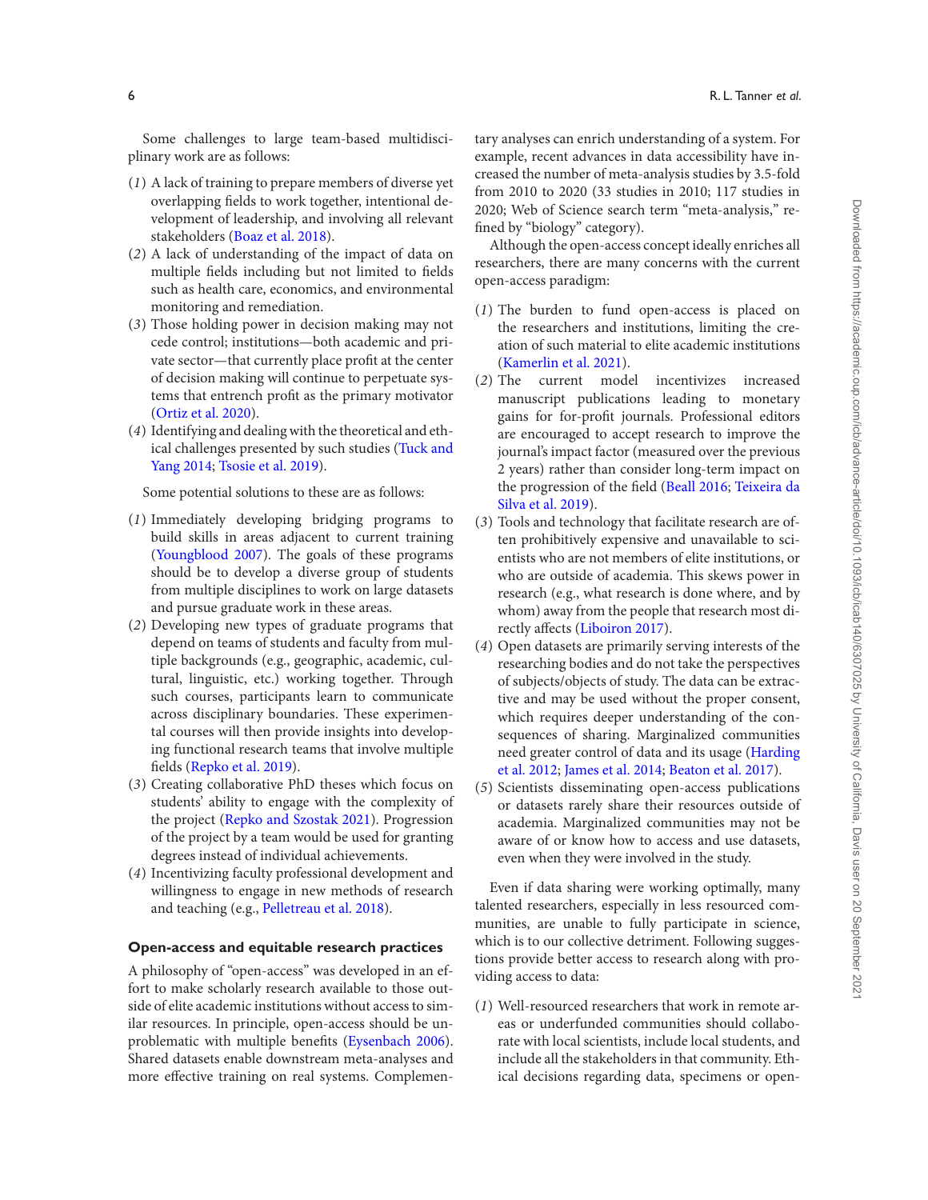Some challenges to large team-based multidisciplinary work are as follows:

(*1*) A lack of training to prepare members of diverse yet overlapping fields to work together, intentional development of leadership, and involving all relevant stakeholders (Boaz et al. 2018).
(*2*) A lack of understanding of the impact of data on multiple fields including but not limited to fields such as health care, economics, and environmental monitoring and remediation.
(*3*) Those holding power in decision making may not cede control; institutions—both academic and private sector—that currently place profit at the center of decision making will continue to perpetuate systems that entrench profit as the primary motivator (Ortiz et al. 2020).
(*4*) Identifying and dealing with the theoretical and ethical challenges presented by such studies (Tuck and Yang 2014; Tsosie et al. 2019).

Some potential solutions to these are as follows:

(*1*) Immediately developing bridging programs to build skills in areas adjacent to current training (Youngblood 2007). The goals of these programs should be to develop a diverse group of students from multiple disciplines to work on large datasets and pursue graduate work in these areas.
(*2*) Developing new types of graduate programs that depend on teams of students and faculty from multiple backgrounds (e.g., geographic, academic, cultural, linguistic, etc.) working together. Through such courses, participants learn to communicate across disciplinary boundaries. These experimental courses will then provide insights into developing functional research teams that involve multiple fields (Repko et al. 2019).
(*3*) Creating collaborative PhD theses which focus on students' ability to engage with the complexity of the project (Repko and Szostak 2021). Progression of the project by a team would be used for granting degrees instead of individual achievements.
(*4*) Incentivizing faculty professional development and willingness to engage in new methods of research and teaching (e.g., Pelletreau et al. 2018).

## Open-access and equitable research practices

A philosophy of "open-access" was developed in an effort to make scholarly research available to those outside of elite academic institutions without access to similar resources. In principle, open-access should be unproblematic with multiple benefits (Eysenbach 2006). Shared datasets enable downstream meta-analyses and more effective training on real systems. Complementary analyses can enrich understanding of a system. For example, recent advances in data accessibility have increased the number of meta-analysis studies by 3.5-fold from 2010 to 2020 (33 studies in 2010; 117 studies in 2020; Web of Science search term "meta-analysis," refined by "biology" category).

Although the open-access concept ideally enriches all researchers, there are many concerns with the current open-access paradigm:

(*1*) The burden to fund open-access is placed on the researchers and institutions, limiting the creation of such material to elite academic institutions (Kamerlin et al. 2021).
(*2*) The current model incentivizes increased manuscript publications leading to monetary gains for for-profit journals. Professional editors are encouraged to accept research to improve the journal's impact factor (measured over the previous 2 years) rather than consider long-term impact on the progression of the field (Beall 2016; Teixeira da Silva et al. 2019).
(*3*) Tools and technology that facilitate research are often prohibitively expensive and unavailable to scientists who are not members of elite institutions, or who are outside of academia. This skews power in research (e.g., what research is done where, and by whom) away from the people that research most directly affects (Liboiron 2017).
(*4*) Open datasets are primarily serving interests of the researching bodies and do not take the perspectives of subjects/objects of study. The data can be extractive and may be used without the proper consent, which requires deeper understanding of the consequences of sharing. Marginalized communities need greater control of data and its usage (Harding et al. 2012; James et al. 2014; Beaton et al. 2017).
(*5*) Scientists disseminating open-access publications or datasets rarely share their resources outside of academia. Marginalized communities may not be aware of or know how to access and use datasets, even when they were involved in the study.

Even if data sharing were working optimally, many talented researchers, especially in less resourced communities, are unable to fully participate in science, which is to our collective detriment. Following suggestions provide better access to research along with providing access to data:

(*1*) Well-resourced researchers that work in remote areas or underfunded communities should collaborate with local scientists, include local students, and include all the stakeholders in that community. Ethical decisions regarding data, specimens or open-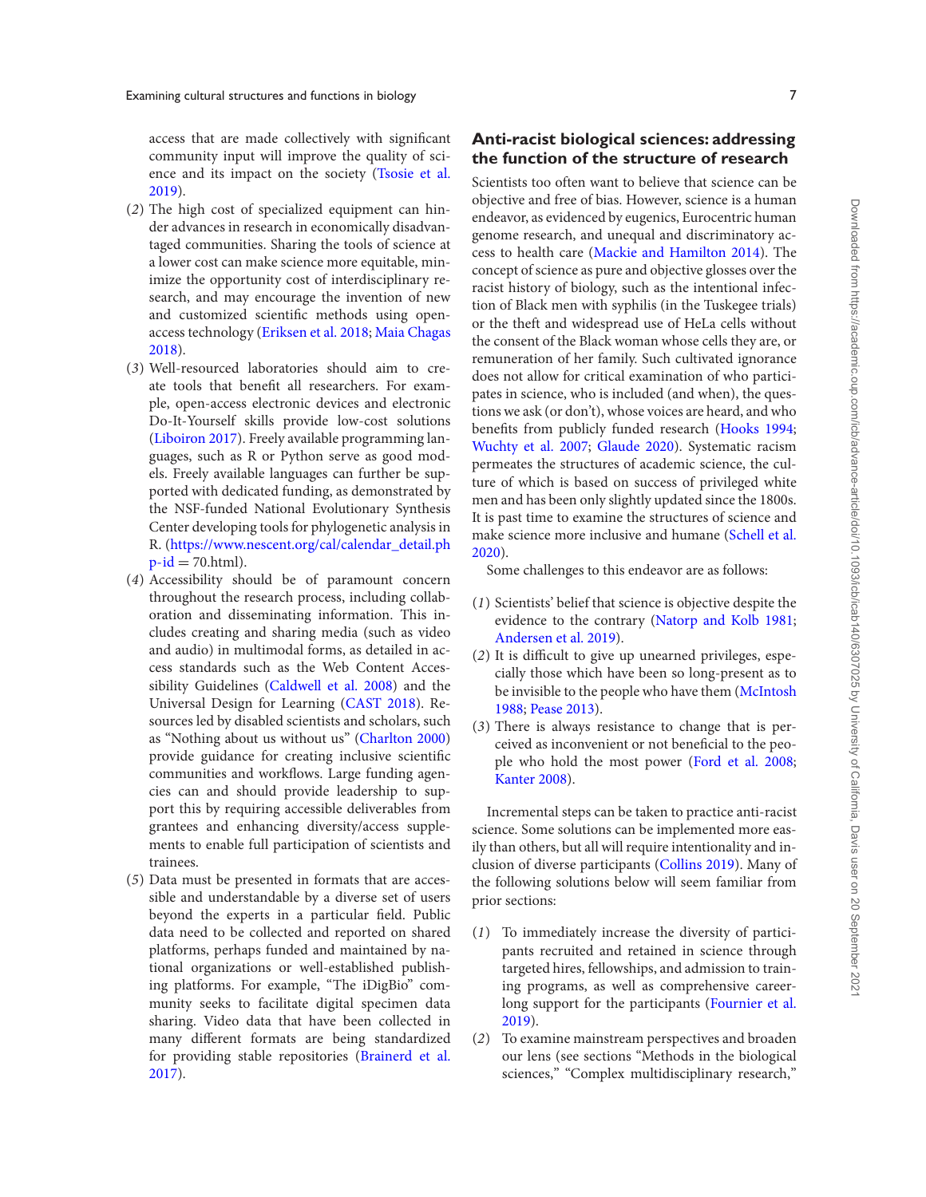access that are made collectively with significant community input will improve the quality of science and its impact on the society (Tsosie et al. 2019).

(2) The high cost of specialized equipment can hinder advances in research in economically disadvantaged communities. Sharing the tools of science at a lower cost can make science more equitable, minimize the opportunity cost of interdisciplinary research, and may encourage the invention of new and customized scientific methods using open-access technology (Eriksen et al. 2018; Maia Chagas 2018).

(3) Well-resourced laboratories should aim to create tools that benefit all researchers. For example, open-access electronic devices and electronic Do-It-Yourself skills provide low-cost solutions (Liboiron 2017). Freely available programming languages, such as R or Python serve as good models. Freely available languages can further be supported with dedicated funding, as demonstrated by the NSF-funded National Evolutionary Synthesis Center developing tools for phylogenetic analysis in R. (https://www.nescent.org/cal/calendar_detail.php-id = 70.html).

(4) Accessibility should be of paramount concern throughout the research process, including collaboration and disseminating information. This includes creating and sharing media (such as video and audio) in multimodal forms, as detailed in access standards such as the Web Content Accessibility Guidelines (Caldwell et al. 2008) and the Universal Design for Learning (CAST 2018). Resources led by disabled scientists and scholars, such as "Nothing about us without us" (Charlton 2000) provide guidance for creating inclusive scientific communities and workflows. Large funding agencies can and should provide leadership to support this by requiring accessible deliverables from grantees and enhancing diversity/access supplements to enable full participation of scientists and trainees.

(5) Data must be presented in formats that are accessible and understandable by a diverse set of users beyond the experts in a particular field. Public data need to be collected and reported on shared platforms, perhaps funded and maintained by national organizations or well-established publishing platforms. For example, "The iDigBio" community seeks to facilitate digital specimen data sharing. Video data that have been collected in many different formats are being standardized for providing stable repositories (Brainerd et al. 2017).

## Anti-racist biological sciences: addressing the function of the structure of research

Scientists too often want to believe that science can be objective and free of bias. However, science is a human endeavor, as evidenced by eugenics, Eurocentric human genome research, and unequal and discriminatory access to health care (Mackie and Hamilton 2014). The concept of science as pure and objective glosses over the racist history of biology, such as the intentional infection of Black men with syphilis (in the Tuskegee trials) or the theft and widespread use of HeLa cells without the consent of the Black woman whose cells they are, or remuneration of her family. Such cultivated ignorance does not allow for critical examination of who participates in science, who is included (and when), the questions we ask (or don't), whose voices are heard, and who benefits from publicly funded research (Hooks 1994; Wuchty et al. 2007; Glaude 2020). Systematic racism permeates the structures of academic science, the culture of which is based on success of privileged white men and has been only slightly updated since the 1800s. It is past time to examine the structures of science and make science more inclusive and humane (Schell et al. 2020).

Some challenges to this endeavor are as follows:

(1) Scientists' belief that science is objective despite the evidence to the contrary (Natorp and Kolb 1981; Andersen et al. 2019).

(2) It is difficult to give up unearned privileges, especially those which have been so long-present as to be invisible to the people who have them (McIntosh 1988; Pease 2013).

(3) There is always resistance to change that is perceived as inconvenient or not beneficial to the people who hold the most power (Ford et al. 2008; Kanter 2008).

Incremental steps can be taken to practice anti-racist science. Some solutions can be implemented more easily than others, but all will require intentionality and inclusion of diverse participants (Collins 2019). Many of the following solutions below will seem familiar from prior sections:

(1) To immediately increase the diversity of participants recruited and retained in science through targeted hires, fellowships, and admission to training programs, as well as comprehensive career-long support for the participants (Fournier et al. 2019).

(2) To examine mainstream perspectives and broaden our lens (see sections "Methods in the biological sciences," "Complex multidisciplinary research,"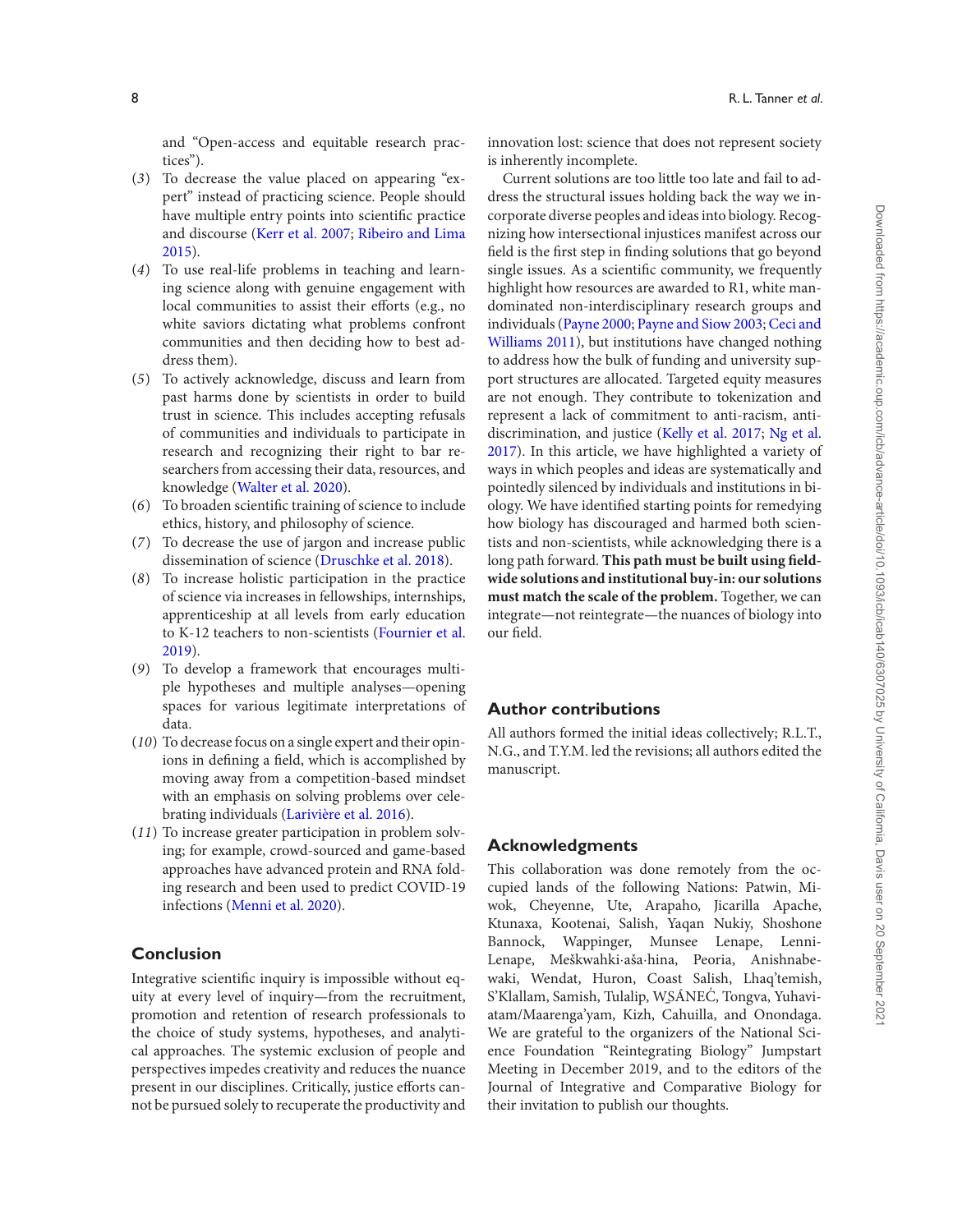and "Open-access and equitable research practices").

(3) To decrease the value placed on appearing "expert" instead of practicing science. People should have multiple entry points into scientific practice and discourse (Kerr et al. 2007; Ribeiro and Lima 2015).

(4) To use real-life problems in teaching and learning science along with genuine engagement with local communities to assist their efforts (e.g., no white saviors dictating what problems confront communities and then deciding how to best address them).

(5) To actively acknowledge, discuss and learn from past harms done by scientists in order to build trust in science. This includes accepting refusals of communities and individuals to participate in research and recognizing their right to bar researchers from accessing their data, resources, and knowledge (Walter et al. 2020).

(6) To broaden scientific training of science to include ethics, history, and philosophy of science.

(7) To decrease the use of jargon and increase public dissemination of science (Druschke et al. 2018).

(8) To increase holistic participation in the practice of science via increases in fellowships, internships, apprenticeship at all levels from early education to K-12 teachers to non-scientists (Fournier et al. 2019).

(9) To develop a framework that encourages multiple hypotheses and multiple analyses—opening spaces for various legitimate interpretations of data.

(10) To decrease focus on a single expert and their opinions in defining a field, which is accomplished by moving away from a competition-based mindset with an emphasis on solving problems over celebrating individuals (Larivière et al. 2016).

(11) To increase greater participation in problem solving; for example, crowd-sourced and game-based approaches have advanced protein and RNA folding research and been used to predict COVID-19 infections (Menni et al. 2020).

## Conclusion

Integrative scientific inquiry is impossible without equity at every level of inquiry—from the recruitment, promotion and retention of research professionals to the choice of study systems, hypotheses, and analytical approaches. The systemic exclusion of people and perspectives impedes creativity and reduces the nuance present in our disciplines. Critically, justice efforts cannot be pursued solely to recuperate the productivity and innovation lost: science that does not represent society is inherently incomplete.

Current solutions are too little too late and fail to address the structural issues holding back the way we incorporate diverse peoples and ideas into biology. Recognizing how intersectional injustices manifest across our field is the first step in finding solutions that go beyond single issues. As a scientific community, we frequently highlight how resources are awarded to R1, white man-dominated non-interdisciplinary research groups and individuals (Payne 2000; Payne and Siow 2003; Ceci and Williams 2011), but institutions have changed nothing to address how the bulk of funding and university support structures are allocated. Targeted equity measures are not enough. They contribute to tokenization and represent a lack of commitment to anti-racism, anti-discrimination, and justice (Kelly et al. 2017; Ng et al. 2017). In this article, we have highlighted a variety of ways in which peoples and ideas are systematically and pointedly silenced by individuals and institutions in biology. We have identified starting points for remedying how biology has discouraged and harmed both scientists and non-scientists, while acknowledging there is a long path forward. **This path must be built using field-wide solutions and institutional buy-in: our solutions must match the scale of the problem.** Together, we can integrate—not reintegrate—the nuances of biology into our field.

## Author contributions

All authors formed the initial ideas collectively; R.L.T., N.G., and T.Y.M. led the revisions; all authors edited the manuscript.

## Acknowledgments

This collaboration was done remotely from the occupied lands of the following Nations: Patwin, Miwok, Cheyenne, Ute, Arapaho, Jicarilla Apache, Ktunaxa, Kootenai, Salish, Yaqan Nukiy, Shoshone Bannock, Wappinger, Munsee Lenape, Lenni-Lenape, Meškwahki·aša·hina, Peoria, Anishnabewaki, Wendat, Huron, Coast Salish, Lhaq'temish, S'Klallam, Samish, Tulalip, W̱SÁNEĆ, Tongva, Yuhaviatam/Maarenga'yam, Kizh, Cahuilla, and Onondaga. We are grateful to the organizers of the National Science Foundation "Reintegrating Biology" Jumpstart Meeting in December 2019, and to the editors of the Journal of Integrative and Comparative Biology for their invitation to publish our thoughts.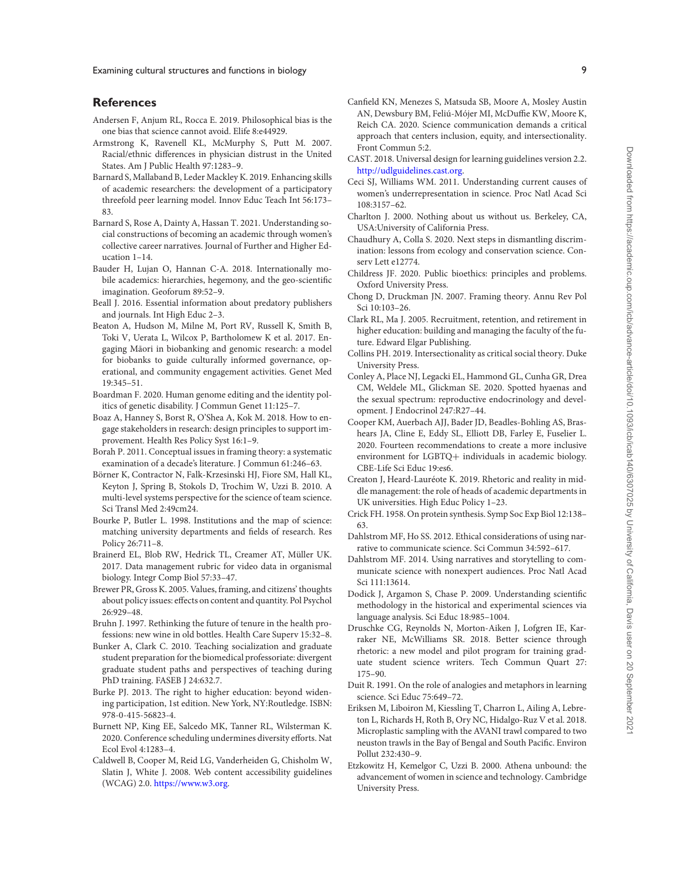## References

Andersen F, Anjum RL, Rocca E. 2019. Philosophical bias is the one bias that science cannot avoid. Elife 8:e44929.

Armstrong K, Ravenell KL, McMurphy S, Putt M. 2007. Racial/ethnic differences in physician distrust in the United States. Am J Public Health 97:1283–9.

Barnard S, Mallaband B, Leder Mackley K. 2019. Enhancing skills of academic researchers: the development of a participatory threefold peer learning model. Innov Educ Teach Int 56:173–83.

Barnard S, Rose A, Dainty A, Hassan T. 2021. Understanding social constructions of becoming an academic through women's collective career narratives. Journal of Further and Higher Education 1–14.

Bauder H, Lujan O, Hannan C-A. 2018. Internationally mobile academics: hierarchies, hegemony, and the geo-scientific imagination. Geoforum 89:52–9.

Beall J. 2016. Essential information about predatory publishers and journals. Int High Educ 2–3.

Beaton A, Hudson M, Milne M, Port RV, Russell K, Smith B, Toki V, Uerata L, Wilcox P, Bartholomew K et al. 2017. Engaging Māori in biobanking and genomic research: a model for biobanks to guide culturally informed governance, operational, and community engagement activities. Genet Med 19:345–51.

Boardman F. 2020. Human genome editing and the identity politics of genetic disability. J Commun Genet 11:125–7.

Boaz A, Hanney S, Borst R, O'Shea A, Kok M. 2018. How to engage stakeholders in research: design principles to support improvement. Health Res Policy Syst 16:1–9.

Borah P. 2011. Conceptual issues in framing theory: a systematic examination of a decade's literature. J Commun 61:246–63.

Börner K, Contractor N, Falk-Krzesinski HJ, Fiore SM, Hall KL, Keyton J, Spring B, Stokols D, Trochim W, Uzzi B. 2010. A multi-level systems perspective for the science of team science. Sci Transl Med 2:49cm24.

Bourke P, Butler L. 1998. Institutions and the map of science: matching university departments and fields of research. Res Policy 26:711–8.

Brainerd EL, Blob RW, Hedrick TL, Creamer AT, Müller UK. 2017. Data management rubric for video data in organismal biology. Integr Comp Biol 57:33–47.

Brewer PR, Gross K. 2005. Values, framing, and citizens' thoughts about policy issues: effects on content and quantity. Pol Psychol 26:929–48.

Bruhn J. 1997. Rethinking the future of tenure in the health professions: new wine in old bottles. Health Care Superv 15:32–8.

Bunker A, Clark C. 2010. Teaching socialization and graduate student preparation for the biomedical professoriate: divergent graduate student paths and perspectives of teaching during PhD training. FASEB J 24:632.7.

Burke PJ. 2013. The right to higher education: beyond widening participation, 1st edition. New York, NY:Routledge. ISBN: 978-0-415-56823-4.

Burnett NP, King EE, Salcedo MK, Tanner RL, Wilsterman K. 2020. Conference scheduling undermines diversity efforts. Nat Ecol Evol 4:1283–4.

Caldwell B, Cooper M, Reid LG, Vanderheiden G, Chisholm W, Slatin J, White J. 2008. Web content accessibility guidelines (WCAG) 2.0. https://www.w3.org.

Canfield KN, Menezes S, Matsuda SB, Moore A, Mosley Austin AN, Dewsbury BM, Feliú-Mójer MI, McDuffie KW, Moore K, Reich CA. 2020. Science communication demands a critical approach that centers inclusion, equity, and intersectionality. Front Commun 5:2.

CAST. 2018. Universal design for learning guidelines version 2.2. http://udlguidelines.cast.org.

Ceci SJ, Williams WM. 2011. Understanding current causes of women's underrepresentation in science. Proc Natl Acad Sci 108:3157–62.

Charlton J. 2000. Nothing about us without us. Berkeley, CA, USA:University of California Press.

Chaudhury A, Colla S. 2020. Next steps in dismantling discrimination: lessons from ecology and conservation science. Conserv Lett e12774.

Childress JF. 2020. Public bioethics: principles and problems. Oxford University Press.

Chong D, Druckman JN. 2007. Framing theory. Annu Rev Pol Sci 10:103–26.

Clark RL, Ma J. 2005. Recruitment, retention, and retirement in higher education: building and managing the faculty of the future. Edward Elgar Publishing.

Collins PH. 2019. Intersectionality as critical social theory. Duke University Press.

Conley A, Place NJ, Legacki EL, Hammond GL, Cunha GR, Drea CM, Weldele ML, Glickman SE. 2020. Spotted hyaenas and the sexual spectrum: reproductive endocrinology and development. J Endocrinol 247:R27–44.

Cooper KM, Auerbach AJJ, Bader JD, Beadles-Bohling AS, Brashears JA, Cline E, Eddy SL, Elliott DB, Farley E, Fuselier L. 2020. Fourteen recommendations to create a more inclusive environment for LGBTQ+ individuals in academic biology. CBE-Life Sci Educ 19:es6.

Creaton J, Heard-Lauréote K. 2019. Rhetoric and reality in middle management: the role of heads of academic departments in UK universities. High Educ Policy 1–23.

Crick FH. 1958. On protein synthesis. Symp Soc Exp Biol 12:138–63.

Dahlstrom MF, Ho SS. 2012. Ethical considerations of using narrative to communicate science. Sci Commun 34:592–617.

Dahlstrom MF. 2014. Using narratives and storytelling to communicate science with nonexpert audiences. Proc Natl Acad Sci 111:13614.

Dodick J, Argamon S, Chase P. 2009. Understanding scientific methodology in the historical and experimental sciences via language analysis. Sci Educ 18:985–1004.

Druschke CG, Reynolds N, Morton-Aiken J, Lofgren IE, Karraker NE, McWilliams SR. 2018. Better science through rhetoric: a new model and pilot program for training graduate student science writers. Tech Commun Quart 27:175–90.

Duit R. 1991. On the role of analogies and metaphors in learning science. Sci Educ 75:649–72.

Eriksen M, Liboiron M, Kiessling T, Charron L, Ailing A, Lebreton L, Richards H, Roth B, Ory NC, Hidalgo-Ruz V et al. 2018. Microplastic sampling with the AVANI trawl compared to two neuston trawls in the Bay of Bengal and South Pacific. Environ Pollut 232:430–9.

Etzkowitz H, Kemelgor C, Uzzi B. 2000. Athena unbound: the advancement of women in science and technology. Cambridge University Press.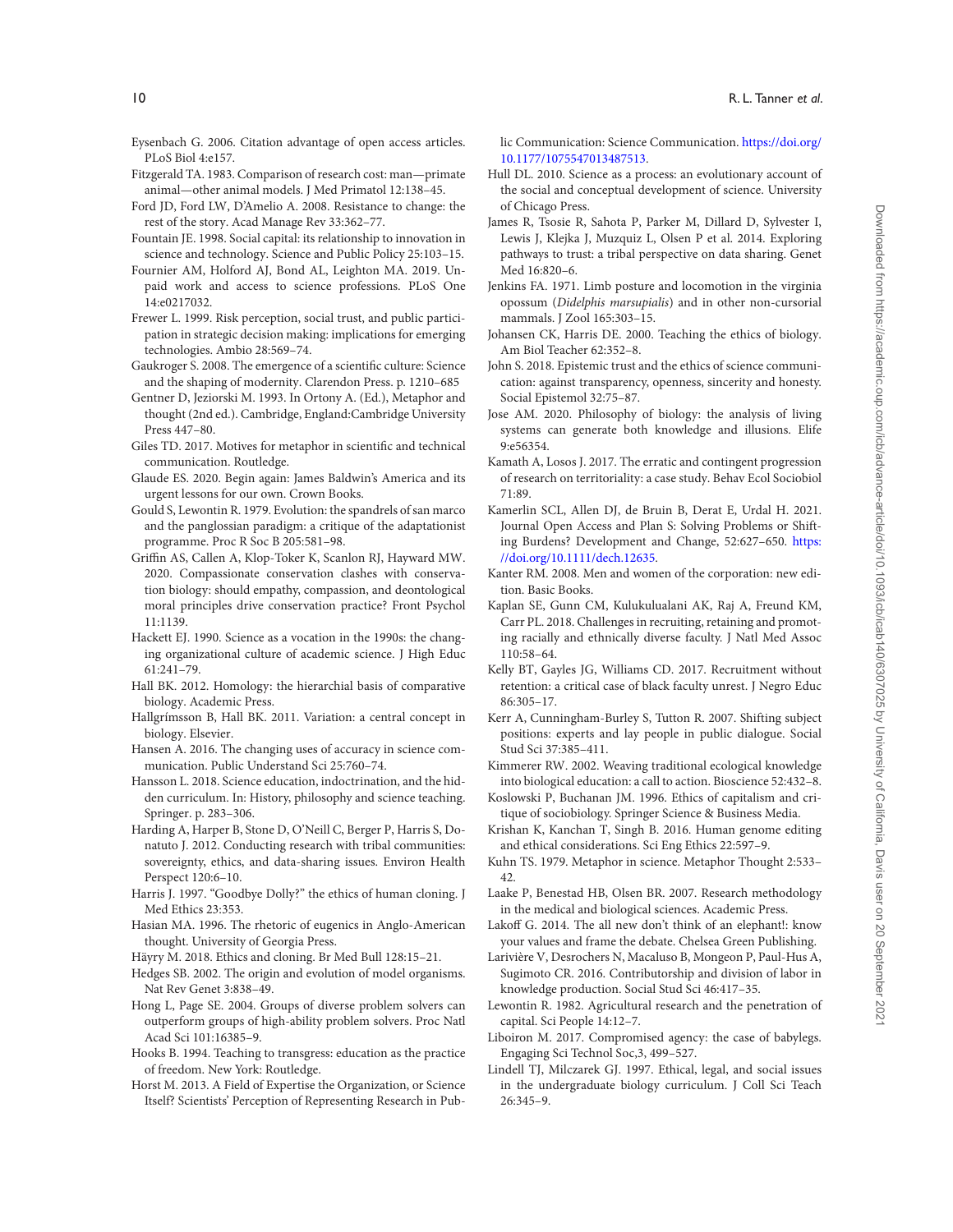Eysenbach G. 2006. Citation advantage of open access articles. PLoS Biol 4:e157.

Fitzgerald TA. 1983. Comparison of research cost: man—primate animal—other animal models. J Med Primatol 12:138–45.

Ford JD, Ford LW, D'Amelio A. 2008. Resistance to change: the rest of the story. Acad Manage Rev 33:362–77.

Fountain JE. 1998. Social capital: its relationship to innovation in science and technology. Science and Public Policy 25:103–15.

Fournier AM, Holford AJ, Bond AL, Leighton MA. 2019. Unpaid work and access to science professions. PLoS One 14:e0217032.

Frewer L. 1999. Risk perception, social trust, and public participation in strategic decision making: implications for emerging technologies. Ambio 28:569–74.

Gaukroger S. 2008. The emergence of a scientific culture: Science and the shaping of modernity. Clarendon Press. p. 1210–685

Gentner D, Jeziorski M. 1993. In Ortony A. (Ed.), Metaphor and thought (2nd ed.). Cambridge, England:Cambridge University Press 447–80.

Giles TD. 2017. Motives for metaphor in scientific and technical communication. Routledge.

Glaude ES. 2020. Begin again: James Baldwin's America and its urgent lessons for our own. Crown Books.

Gould S, Lewontin R. 1979. Evolution: the spandrels of san marco and the panglossian paradigm: a critique of the adaptationist programme. Proc R Soc B 205:581–98.

Griffin AS, Callen A, Klop-Toker K, Scanlon RJ, Hayward MW. 2020. Compassionate conservation clashes with conservation biology: should empathy, compassion, and deontological moral principles drive conservation practice? Front Psychol 11:1139.

Hackett EJ. 1990. Science as a vocation in the 1990s: the changing organizational culture of academic science. J High Educ 61:241–79.

Hall BK. 2012. Homology: the hierarchial basis of comparative biology. Academic Press.

Hallgrímsson B, Hall BK. 2011. Variation: a central concept in biology. Elsevier.

Hansen A. 2016. The changing uses of accuracy in science communication. Public Understand Sci 25:760–74.

Hansson L. 2018. Science education, indoctrination, and the hidden curriculum. In: History, philosophy and science teaching. Springer. p. 283–306.

Harding A, Harper B, Stone D, O'Neill C, Berger P, Harris S, Donatuto J. 2012. Conducting research with tribal communities: sovereignty, ethics, and data-sharing issues. Environ Health Perspect 120:6–10.

Harris J. 1997. "Goodbye Dolly?" the ethics of human cloning. J Med Ethics 23:353.

Hasian MA. 1996. The rhetoric of eugenics in Anglo-American thought. University of Georgia Press.

Häyry M. 2018. Ethics and cloning. Br Med Bull 128:15–21.

Hedges SB. 2002. The origin and evolution of model organisms. Nat Rev Genet 3:838–49.

Hong L, Page SE. 2004. Groups of diverse problem solvers can outperform groups of high-ability problem solvers. Proc Natl Acad Sci 101:16385–9.

Hooks B. 1994. Teaching to transgress: education as the practice of freedom. New York: Routledge.

Horst M. 2013. A Field of Expertise the Organization, or Science Itself? Scientists' Perception of Representing Research in Public Communication: Science Communication. https://doi.org/10.1177/1075547013487513.

Hull DL. 2010. Science as a process: an evolutionary account of the social and conceptual development of science. University of Chicago Press.

James R, Tsosie R, Sahota P, Parker M, Dillard D, Sylvester I, Lewis J, Klejka J, Muzquiz L, Olsen P et al. 2014. Exploring pathways to trust: a tribal perspective on data sharing. Genet Med 16:820–6.

Jenkins FA. 1971. Limb posture and locomotion in the virginia opossum (*Didelphis marsupialis*) and in other non-cursorial mammals. J Zool 165:303–15.

Johansen CK, Harris DE. 2000. Teaching the ethics of biology. Am Biol Teacher 62:352–8.

John S. 2018. Epistemic trust and the ethics of science communication: against transparency, openness, sincerity and honesty. Social Epistemol 32:75–87.

Jose AM. 2020. Philosophy of biology: the analysis of living systems can generate both knowledge and illusions. Elife 9:e56354.

Kamath A, Losos J. 2017. The erratic and contingent progression of research on territoriality: a case study. Behav Ecol Sociobiol 71:89.

Kamerlin SCL, Allen DJ, de Bruin B, Derat E, Urdal H. 2021. Journal Open Access and Plan S: Solving Problems or Shifting Burdens? Development and Change, 52:627–650. https://doi.org/10.1111/dech.12635.

Kanter RM. 2008. Men and women of the corporation: new edition. Basic Books.

Kaplan SE, Gunn CM, Kulukulualani AK, Raj A, Freund KM, Carr PL. 2018. Challenges in recruiting, retaining and promoting racially and ethnically diverse faculty. J Natl Med Assoc 110:58–64.

Kelly BT, Gayles JG, Williams CD. 2017. Recruitment without retention: a critical case of black faculty unrest. J Negro Educ 86:305–17.

Kerr A, Cunningham-Burley S, Tutton R. 2007. Shifting subject positions: experts and lay people in public dialogue. Social Stud Sci 37:385–411.

Kimmerer RW. 2002. Weaving traditional ecological knowledge into biological education: a call to action. Bioscience 52:432–8.

Koslowski P, Buchanan JM. 1996. Ethics of capitalism and critique of sociobiology. Springer Science & Business Media.

Krishan K, Kanchan T, Singh B. 2016. Human genome editing and ethical considerations. Sci Eng Ethics 22:597–9.

Kuhn TS. 1979. Metaphor in science. Metaphor Thought 2:533–42.

Laake P, Benestad HB, Olsen BR. 2007. Research methodology in the medical and biological sciences. Academic Press.

Lakoff G. 2014. The all new don't think of an elephant!: know your values and frame the debate. Chelsea Green Publishing.

Larivière V, Desrochers N, Macaluso B, Mongeon P, Paul-Hus A, Sugimoto CR. 2016. Contributorship and division of labor in knowledge production. Social Stud Sci 46:417–35.

Lewontin R. 1982. Agricultural research and the penetration of capital. Sci People 14:12–7.

Liboiron M. 2017. Compromised agency: the case of babylegs. Engaging Sci Technol Soc,3, 499–527.

Lindell TJ, Milczarek GJ. 1997. Ethical, legal, and social issues in the undergraduate biology curriculum. J Coll Sci Teach 26:345–9.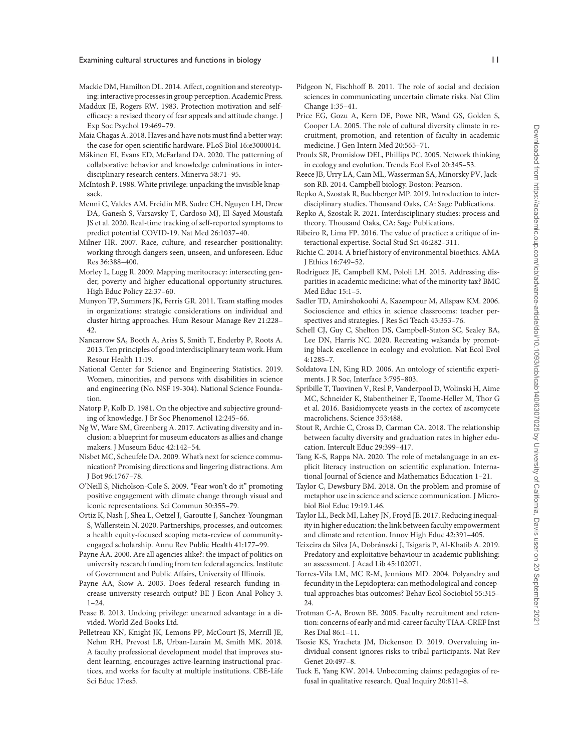Mackie DM, Hamilton DL. 2014. Affect, cognition and stereotyping: interactive processes in group perception. Academic Press.

Maddux JE, Rogers RW. 1983. Protection motivation and self-efficacy: a revised theory of fear appeals and attitude change. J Exp Soc Psychol 19:469–79.

Maia Chagas A. 2018. Haves and have nots must find a better way: the case for open scientific hardware. PLoS Biol 16:e3000014.

Mäkinen EI, Evans ED, McFarland DA. 2020. The patterning of collaborative behavior and knowledge culminations in interdisciplinary research centers. Minerva 58:71–95.

McIntosh P. 1988. White privilege: unpacking the invisible knapsack.

Menni C, Valdes AM, Freidin MB, Sudre CH, Nguyen LH, Drew DA, Ganesh S, Varsavsky T, Cardoso MJ, El-Sayed Moustafa JS et al. 2020. Real-time tracking of self-reported symptoms to predict potential COVID-19. Nat Med 26:1037–40.

Milner HR. 2007. Race, culture, and researcher positionality: working through dangers seen, unseen, and unforeseen. Educ Res 36:388–400.

Morley L, Lugg R. 2009. Mapping meritocracy: intersecting gender, poverty and higher educational opportunity structures. High Educ Policy 22:37–60.

Munyon TP, Summers JK, Ferris GR. 2011. Team staffing modes in organizations: strategic considerations on individual and cluster hiring approaches. Hum Resour Manage Rev 21:228–42.

Nancarrow SA, Booth A, Ariss S, Smith T, Enderby P, Roots A. 2013. Ten principles of good interdisciplinary team work. Hum Resour Health 11:19.

National Center for Science and Engineering Statistics. 2019. Women, minorities, and persons with disabilities in science and engineering (No. NSF 19-304). National Science Foundation.

Natorp P, Kolb D. 1981. On the objective and subjective grounding of knowledge. J Br Soc Phenomenol 12:245–66.

Ng W, Ware SM, Greenberg A. 2017. Activating diversity and inclusion: a blueprint for museum educators as allies and change makers. J Museum Educ 42:142–54.

Nisbet MC, Scheufele DA. 2009. What's next for science communication? Promising directions and lingering distractions. Am J Bot 96:1767–78.

O'Neill S, Nicholson-Cole S. 2009. "Fear won't do it" promoting positive engagement with climate change through visual and iconic representations. Sci Commun 30:355–79.

Ortiz K, Nash J, Shea L, Oetzel J, Garoutte J, Sanchez-Youngman S, Wallerstein N. 2020. Partnerships, processes, and outcomes: a health equity-focused scoping meta-review of community-engaged scholarship. Annu Rev Public Health 41:177–99.

Payne AA. 2000. Are all agencies alike?: the impact of politics on university research funding from ten federal agencies. Institute of Government and Public Affairs, University of Illinois.

Payne AA, Siow A. 2003. Does federal research funding increase university research output? BE J Econ Anal Policy 3. 1–24.

Pease B. 2013. Undoing privilege: unearned advantage in a divided. World Zed Books Ltd.

Pelletreau KN, Knight JK, Lemons PP, McCourt JS, Merrill JE, Nehm RH, Prevost LB, Urban-Lurain M, Smith MK. 2018. A faculty professional development model that improves student learning, encourages active-learning instructional practices, and works for faculty at multiple institutions. CBE-Life Sci Educ 17:es5.

Pidgeon N, Fischhoff B. 2011. The role of social and decision sciences in communicating uncertain climate risks. Nat Clim Change 1:35–41.

Price EG, Gozu A, Kern DE, Powe NR, Wand GS, Golden S, Cooper LA. 2005. The role of cultural diversity climate in recruitment, promotion, and retention of faculty in academic medicine. J Gen Intern Med 20:565–71.

Proulx SR, Promislow DEL, Phillips PC. 2005. Network thinking in ecology and evolution. Trends Ecol Evol 20:345–53.

Reece JB, Urry LA, Cain ML, Wasserman SA, Minorsky PV, Jackson RB. 2014. Campbell biology. Boston: Pearson.

Repko A, Szostak R, Buchberger MP. 2019. Introduction to interdisciplinary studies. Thousand Oaks, CA: Sage Publications.

Repko A, Szostak R. 2021. Interdisciplinary studies: process and theory. Thousand Oaks, CA: Sage Publications.

Ribeiro R, Lima FP. 2016. The value of practice: a critique of interactional expertise. Social Stud Sci 46:282–311.

Richie C. 2014. A brief history of environmental bioethics. AMA J Ethics 16:749–52.

Rodríguez JE, Campbell KM, Pololi LH. 2015. Addressing disparities in academic medicine: what of the minority tax? BMC Med Educ 15:1–5.

Sadler TD, Amirshokoohi A, Kazempour M, Allspaw KM. 2006. Socioscience and ethics in science classrooms: teacher perspectives and strategies. J Res Sci Teach 43:353–76.

Schell CJ, Guy C, Shelton DS, Campbell-Staton SC, Sealey BA, Lee DN, Harris NC. 2020. Recreating wakanda by promoting black excellence in ecology and evolution. Nat Ecol Evol 4:1285–7.

Soldatova LN, King RD. 2006. An ontology of scientific experiments. J R Soc, Interface 3:795–803.

Spribille T, Tuovinen V, Resl P, Vanderpool D, Wolinski H, Aime MC, Schneider K, Stabentheiner E, Toome-Heller M, Thor G et al. 2016. Basidiomycete yeasts in the cortex of ascomycete macrolichens. Science 353:488.

Stout R, Archie C, Cross D, Carman CA. 2018. The relationship between faculty diversity and graduation rates in higher education. Intercult Educ 29:399–417.

Tang K-S, Rappa NA. 2020. The role of metalanguage in an explicit literacy instruction on scientific explanation. International Journal of Science and Mathematics Education 1–21.

Taylor C, Dewsbury BM. 2018. On the problem and promise of metaphor use in science and science communication. J Microbiol Biol Educ 19:19.1.46.

Taylor LL, Beck MI, Lahey JN, Froyd JE. 2017. Reducing inequality in higher education: the link between faculty empowerment and climate and retention. Innov High Educ 42:391–405.

Teixeira da Silva JA, Dobránszki J, Tsigaris P, Al-Khatib A. 2019. Predatory and exploitative behaviour in academic publishing: an assessment. J Acad Lib 45:102071.

Torres-Vila LM, MC R-M, Jennions MD. 2004. Polyandry and fecundity in the Lepidoptera: can methodological and conceptual approaches bias outcomes? Behav Ecol Sociobiol 55:315–24.

Trotman C-A, Brown BE. 2005. Faculty recruitment and retention: concerns of early and mid-career faculty TIAA-CREF Inst Res Dial 86:1–11.

Tsosie KS, Yracheta JM, Dickenson D. 2019. Overvaluing individual consent ignores risks to tribal participants. Nat Rev Genet 20:497–8.

Tuck E, Yang KW. 2014. Unbecoming claims: pedagogies of refusal in qualitative research. Qual Inquiry 20:811–8.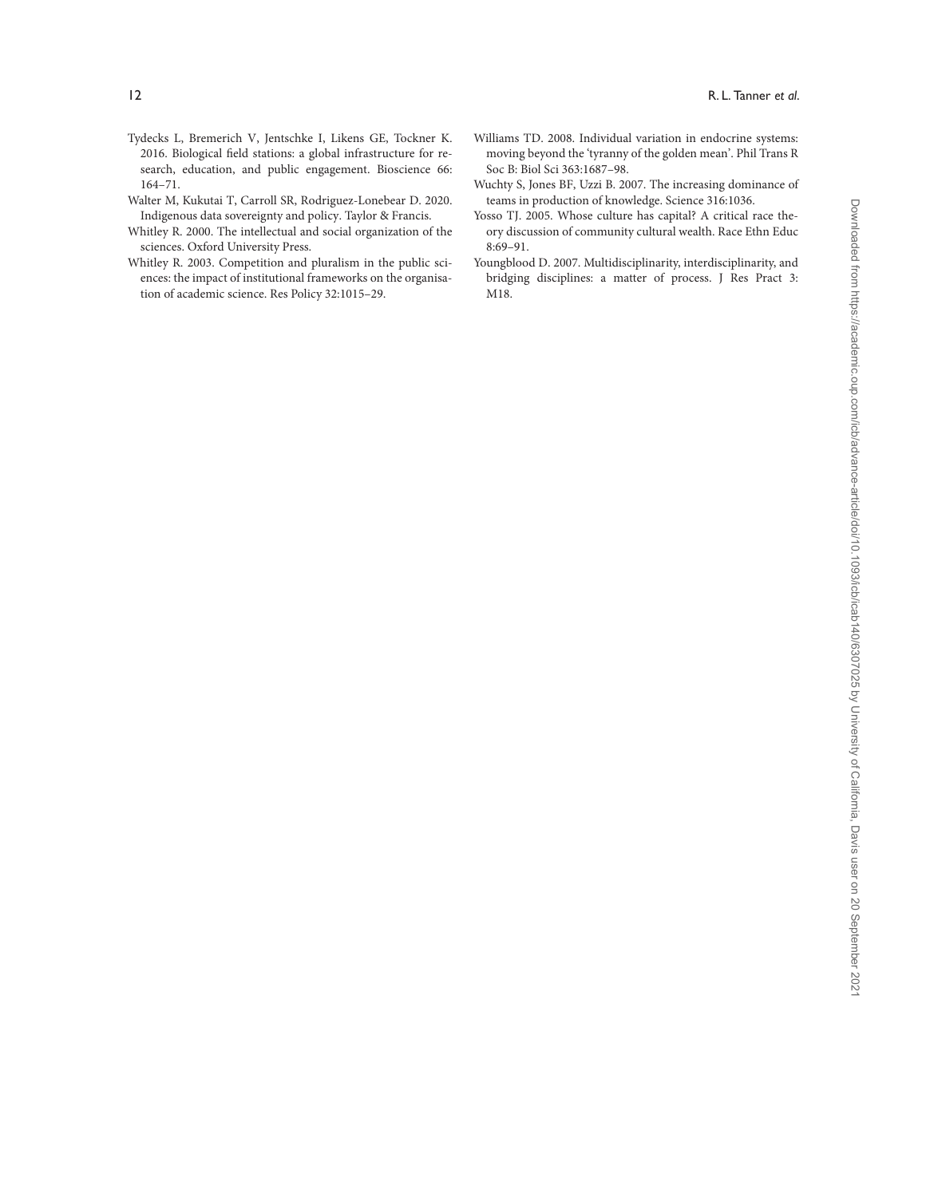Tydecks L, Bremerich V, Jentschke I, Likens GE, Tockner K. 2016. Biological field stations: a global infrastructure for research, education, and public engagement. Bioscience 66: 164–71.

Walter M, Kukutai T, Carroll SR, Rodriguez-Lonebear D. 2020. Indigenous data sovereignty and policy. Taylor & Francis.

Whitley R. 2000. The intellectual and social organization of the sciences. Oxford University Press.

Whitley R. 2003. Competition and pluralism in the public sciences: the impact of institutional frameworks on the organisation of academic science. Res Policy 32:1015–29.

Williams TD. 2008. Individual variation in endocrine systems: moving beyond the 'tyranny of the golden mean'. Phil Trans R Soc B: Biol Sci 363:1687–98.

Wuchty S, Jones BF, Uzzi B. 2007. The increasing dominance of teams in production of knowledge. Science 316:1036.

Yosso TJ. 2005. Whose culture has capital? A critical race theory discussion of community cultural wealth. Race Ethn Educ 8:69–91.

Youngblood D. 2007. Multidisciplinarity, interdisciplinarity, and bridging disciplines: a matter of process. J Res Pract 3: M18.